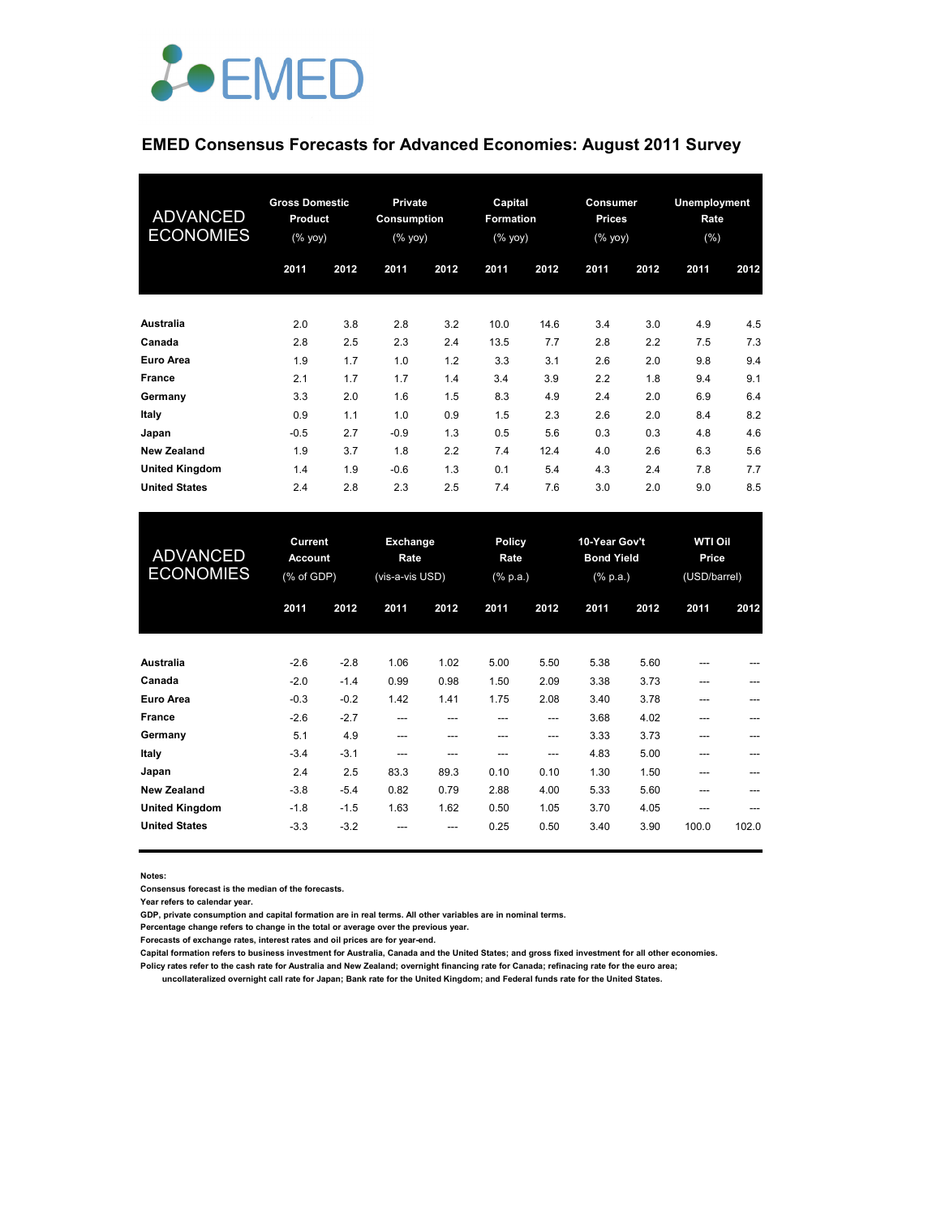EMED

# EMED Consensus Forecasts for Advanced Economies: August 2011 Survey

| ADVANCED ECONOMIES | Gross Domestic Product (% yoy) | | Private Consumption (% yoy) | | Capital Formation (% yoy) | | Consumer Prices (% yoy) | | Unemployment Rate (%) | |
|---|---|---|---|---|---|---|---|---|---|---|
| | 2011 | 2012 | 2011 | 2012 | 2011 | 2012 | 2011 | 2012 | 2011 | 2012 |
| **Australia** | 2.0 | 3.8 | 2.8 | 3.2 | 10.0 | 14.6 | 3.4 | 3.0 | 4.9 | 4.5 |
| **Canada** | 2.8 | 2.5 | 2.3 | 2.4 | 13.5 | 7.7 | 2.8 | 2.2 | 7.5 | 7.3 |
| **Euro Area** | 1.9 | 1.7 | 1.0 | 1.2 | 3.3 | 3.1 | 2.6 | 2.0 | 9.8 | 9.4 |
| **France** | 2.1 | 1.7 | 1.7 | 1.4 | 3.4 | 3.9 | 2.2 | 1.8 | 9.4 | 9.1 |
| **Germany** | 3.3 | 2.0 | 1.6 | 1.5 | 8.3 | 4.9 | 2.4 | 2.0 | 6.9 | 6.4 |
| **Italy** | 0.9 | 1.1 | 1.0 | 0.9 | 1.5 | 2.3 | 2.6 | 2.0 | 8.4 | 8.2 |
| **Japan** | -0.5 | 2.7 | -0.9 | 1.3 | 0.5 | 5.6 | 0.3 | 0.3 | 4.8 | 4.6 |
| **New Zealand** | 1.9 | 3.7 | 1.8 | 2.2 | 7.4 | 12.4 | 4.0 | 2.6 | 6.3 | 5.6 |
| **United Kingdom** | 1.4 | 1.9 | -0.6 | 1.3 | 0.1 | 5.4 | 4.3 | 2.4 | 7.8 | 7.7 |
| **United States** | 2.4 | 2.8 | 2.3 | 2.5 | 7.4 | 7.6 | 3.0 | 2.0 | 9.0 | 8.5 |

| ADVANCED ECONOMIES | Current Account (% of GDP) | | Exchange Rate (vis-a-vis USD) | | Policy Rate (% p.a.) | | 10-Year Gov't Bond Yield (% p.a.) | | WTI Oil Price (USD/barrel) | |
|---|---|---|---|---|---|---|---|---|---|---|
| | 2011 | 2012 | 2011 | 2012 | 2011 | 2012 | 2011 | 2012 | 2011 | 2012 |
| **Australia** | -2.6 | -2.8 | 1.06 | 1.02 | 5.00 | 5.50 | 5.38 | 5.60 | --- | --- |
| **Canada** | -2.0 | -1.4 | 0.99 | 0.98 | 1.50 | 2.09 | 3.38 | 3.73 | --- | --- |
| **Euro Area** | -0.3 | -0.2 | 1.42 | 1.41 | 1.75 | 2.08 | 3.40 | 3.78 | --- | --- |
| **France** | -2.6 | -2.7 | --- | --- | --- | --- | 3.68 | 4.02 | --- | --- |
| **Germany** | 5.1 | 4.9 | --- | --- | --- | --- | 3.33 | 3.73 | --- | --- |
| **Italy** | -3.4 | -3.1 | --- | --- | --- | --- | 4.83 | 5.00 | --- | --- |
| **Japan** | 2.4 | 2.5 | 83.3 | 89.3 | 0.10 | 0.10 | 1.30 | 1.50 | --- | --- |
| **New Zealand** | -3.8 | -5.4 | 0.82 | 0.79 | 2.88 | 4.00 | 5.33 | 5.60 | --- | --- |
| **United Kingdom** | -1.8 | -1.5 | 1.63 | 1.62 | 0.50 | 1.05 | 3.70 | 4.05 | --- | --- |
| **United States** | -3.3 | -3.2 | --- | --- | 0.25 | 0.50 | 3.40 | 3.90 | 100.0 | 102.0 |

**Notes:**
**Consensus forecast is the median of the forecasts.**
**Year refers to calendar year.**
**GDP, private consumption and capital formation are in real terms. All other variables are in nominal terms.**
**Percentage change refers to change in the total or average over the previous year.**
**Forecasts of exchange rates, interest rates and oil prices are for year-end.**
**Capital formation refers to business investment for Australia, Canada and the United States; and gross fixed investment for all other economies.**
**Policy rates refer to the cash rate for Australia and New Zealand; overnight financing rate for Canada; refinacing rate for the euro area; uncollateralized overnight call rate for Japan; Bank rate for the United Kingdom; and Federal funds rate for the United States.**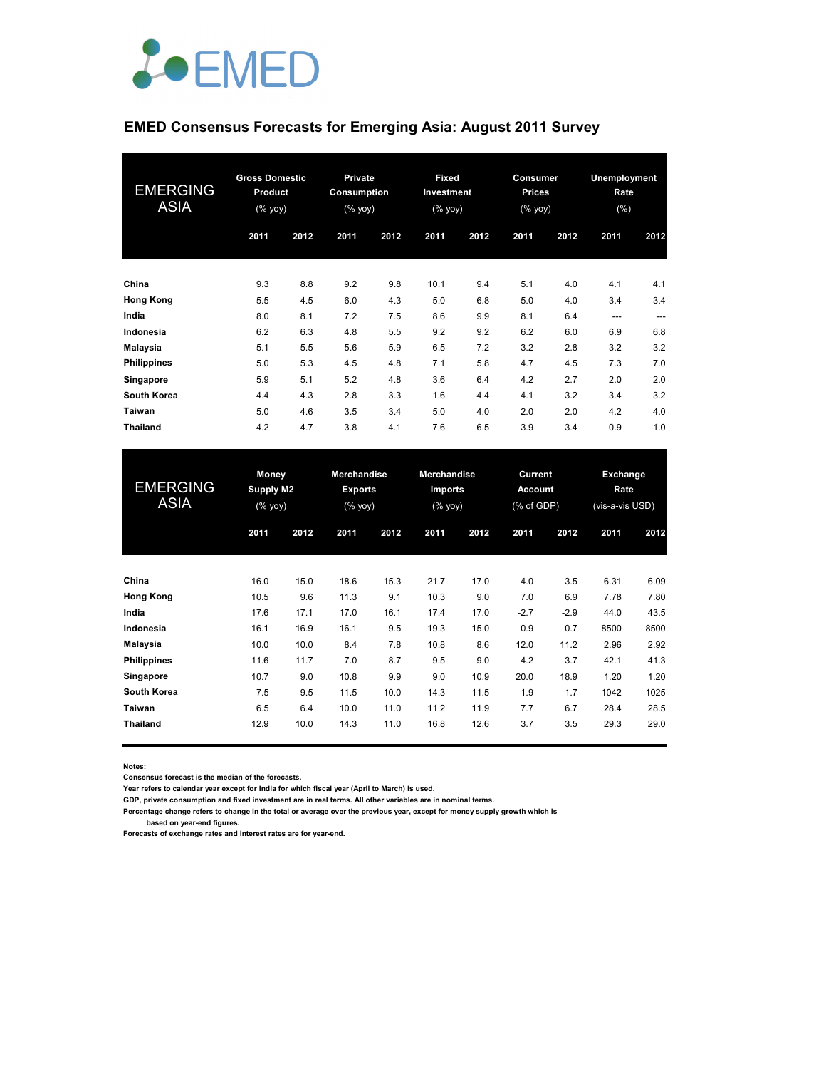# EMED Consensus Forecasts for Emerging Asia: August 2011 Survey

| EMERGING ASIA | Gross Domestic Product (% yoy) | | Private Consumption (% yoy) | | Fixed Investment (% yoy) | | Consumer Prices (% yoy) | | Unemployment Rate (%) | |
|---|---|---|---|---|---|---|---|---|---|---|
| | 2011 | 2012 | 2011 | 2012 | 2011 | 2012 | 2011 | 2012 | 2011 | 2012 |
| **China** | 9.3 | 8.8 | 9.2 | 9.8 | 10.1 | 9.4 | 5.1 | 4.0 | 4.1 | 4.1 |
| **Hong Kong** | 5.5 | 4.5 | 6.0 | 4.3 | 5.0 | 6.8 | 5.0 | 4.0 | 3.4 | 3.4 |
| **India** | 8.0 | 8.1 | 7.2 | 7.5 | 8.6 | 9.9 | 8.1 | 6.4 | --- | --- |
| **Indonesia** | 6.2 | 6.3 | 4.8 | 5.5 | 9.2 | 9.2 | 6.2 | 6.0 | 6.9 | 6.8 |
| **Malaysia** | 5.1 | 5.5 | 5.6 | 5.9 | 6.5 | 7.2 | 3.2 | 2.8 | 3.2 | 3.2 |
| **Philippines** | 5.0 | 5.3 | 4.5 | 4.8 | 7.1 | 5.8 | 4.7 | 4.5 | 7.3 | 7.0 |
| **Singapore** | 5.9 | 5.1 | 5.2 | 4.8 | 3.6 | 6.4 | 4.2 | 2.7 | 2.0 | 2.0 |
| **South Korea** | 4.4 | 4.3 | 2.8 | 3.3 | 1.6 | 4.4 | 4.1 | 3.2 | 3.4 | 3.2 |
| **Taiwan** | 5.0 | 4.6 | 3.5 | 3.4 | 5.0 | 4.0 | 2.0 | 2.0 | 4.2 | 4.0 |
| **Thailand** | 4.2 | 4.7 | 3.8 | 4.1 | 7.6 | 6.5 | 3.9 | 3.4 | 0.9 | 1.0 |

| EMERGING ASIA | Money Supply M2 (% yoy) | | Merchandise Exports (% yoy) | | Merchandise Imports (% yoy) | | Current Account (% of GDP) | | Exchange Rate (vis-a-vis USD) | |
|---|---|---|---|---|---|---|---|---|---|---|
| | 2011 | 2012 | 2011 | 2012 | 2011 | 2012 | 2011 | 2012 | 2011 | 2012 |
| **China** | 16.0 | 15.0 | 18.6 | 15.3 | 21.7 | 17.0 | 4.0 | 3.5 | 6.31 | 6.09 |
| **Hong Kong** | 10.5 | 9.6 | 11.3 | 9.1 | 10.3 | 9.0 | 7.0 | 6.9 | 7.78 | 7.80 |
| **India** | 17.6 | 17.1 | 17.0 | 16.1 | 17.4 | 17.0 | -2.7 | -2.9 | 44.0 | 43.5 |
| **Indonesia** | 16.1 | 16.9 | 16.1 | 9.5 | 19.3 | 15.0 | 0.9 | 0.7 | 8500 | 8500 |
| **Malaysia** | 10.0 | 10.0 | 8.4 | 7.8 | 10.8 | 8.6 | 12.0 | 11.2 | 2.96 | 2.92 |
| **Philippines** | 11.6 | 11.7 | 7.0 | 8.7 | 9.5 | 9.0 | 4.2 | 3.7 | 42.1 | 41.3 |
| **Singapore** | 10.7 | 9.0 | 10.8 | 9.9 | 9.0 | 10.9 | 20.0 | 18.9 | 1.20 | 1.20 |
| **South Korea** | 7.5 | 9.5 | 11.5 | 10.0 | 14.3 | 11.5 | 1.9 | 1.7 | 1042 | 1025 |
| **Taiwan** | 6.5 | 6.4 | 10.0 | 11.0 | 11.2 | 11.9 | 7.7 | 6.7 | 28.4 | 28.5 |
| **Thailand** | 12.9 | 10.0 | 14.3 | 11.0 | 16.8 | 12.6 | 3.7 | 3.5 | 29.3 | 29.0 |

**Notes:**
**Consensus forecast is the median of the forecasts.**
**Year refers to calendar year except for India for which fiscal year (April to March) is used.**
**GDP, private consumption and fixed investment are in real terms. All other variables are in nominal terms.**
**Percentage change refers to change in the total or average over the previous year, except for money supply growth which is based on year-end figures.**
**Forecasts of exchange rates and interest rates are for year-end.**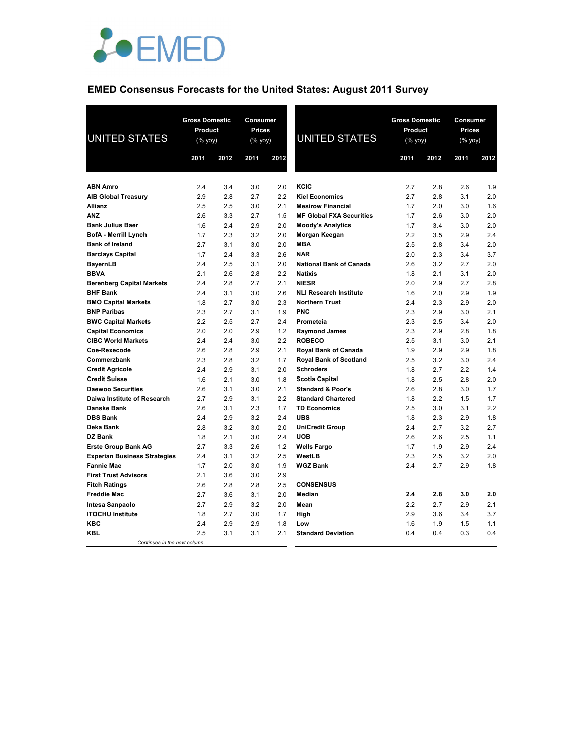EMED

## EMED Consensus Forecasts for the United States: August 2011 Survey

| UNITED STATES | Gross Domestic Product (% yoy) | | Consumer Prices (% yoy) | |
|---|---|---|---|---|
| | 2011 | 2012 | 2011 | 2012 |
| ABN Amro | 2.4 | 3.4 | 3.0 | 2.0 |
| AIB Global Treasury | 2.9 | 2.8 | 2.7 | 2.2 |
| Allianz | 2.5 | 2.5 | 3.0 | 2.1 |
| ANZ | 2.6 | 3.3 | 2.7 | 1.5 |
| Bank Julius Baer | 1.6 | 2.4 | 2.9 | 2.0 |
| BofA - Merrill Lynch | 1.7 | 2.3 | 3.2 | 2.0 |
| Bank of Ireland | 2.7 | 3.1 | 3.0 | 2.0 |
| Barclays Capital | 1.7 | 2.4 | 3.3 | 2.6 |
| BayernLB | 2.4 | 2.5 | 3.1 | 2.0 |
| BBVA | 2.1 | 2.6 | 2.8 | 2.2 |
| Berenberg Capital Markets | 2.4 | 2.8 | 2.7 | 2.1 |
| BHF Bank | 2.4 | 3.1 | 3.0 | 2.6 |
| BMO Capital Markets | 1.8 | 2.7 | 3.0 | 2.3 |
| BNP Paribas | 2.3 | 2.7 | 3.1 | 1.9 |
| BWC Capital Markets | 2.2 | 2.5 | 2.7 | 2.4 |
| Capital Economics | 2.0 | 2.0 | 2.9 | 1.2 |
| CIBC World Markets | 2.4 | 2.4 | 3.0 | 2.2 |
| Coe-Rexecode | 2.6 | 2.8 | 2.9 | 2.1 |
| Commerzbank | 2.3 | 2.8 | 3.2 | 1.7 |
| Credit Agricole | 2.4 | 2.9 | 3.1 | 2.0 |
| Credit Suisse | 1.6 | 2.1 | 3.0 | 1.8 |
| Daewoo Securities | 2.6 | 3.1 | 3.0 | 2.1 |
| Daiwa Institute of Research | 2.7 | 2.9 | 3.1 | 2.2 |
| Danske Bank | 2.6 | 3.1 | 2.3 | 1.7 |
| DBS Bank | 2.4 | 2.9 | 3.2 | 2.4 |
| Deka Bank | 2.8 | 3.2 | 3.0 | 2.0 |
| DZ Bank | 1.8 | 2.1 | 3.0 | 2.4 |
| Erste Group Bank AG | 2.7 | 3.3 | 2.6 | 1.2 |
| Experian Business Strategies | 2.4 | 3.1 | 3.2 | 2.5 |
| Fannie Mae | 1.7 | 2.0 | 3.0 | 1.9 |
| First Trust Advisors | 2.1 | 3.6 | 3.0 | 2.9 |
| Fitch Ratings | 2.6 | 2.8 | 2.8 | 2.5 |
| Freddie Mac | 2.7 | 3.6 | 3.1 | 2.0 |
| Intesa Sanpaolo | 2.7 | 2.9 | 3.2 | 2.0 |
| ITOCHU Institute | 1.8 | 2.7 | 3.0 | 1.7 |
| KBC | 2.4 | 2.9 | 2.9 | 1.8 |
| KBL | 2.5 | 3.1 | 3.1 | 2.1 |
| KCIC | 2.7 | 2.8 | 2.6 | 1.9 |
| Kiel Economics | 2.7 | 2.8 | 3.1 | 2.0 |
| Mesirow Financial | 1.7 | 2.0 | 3.0 | 1.6 |
| MF Global FXA Securities | 1.7 | 2.6 | 3.0 | 2.0 |
| Moody's Analytics | 1.7 | 3.4 | 3.0 | 2.0 |
| Morgan Keegan | 2.2 | 3.5 | 2.9 | 2.4 |
| MBA | 2.5 | 2.8 | 3.4 | 2.0 |
| NAR | 2.0 | 2.3 | 3.4 | 3.7 |
| National Bank of Canada | 2.6 | 3.2 | 2.7 | 2.0 |
| Natixis | 1.8 | 2.1 | 3.1 | 2.0 |
| NIESR | 2.0 | 2.9 | 2.7 | 2.8 |
| NLI Research Institute | 1.6 | 2.0 | 2.9 | 1.9 |
| Northern Trust | 2.4 | 2.3 | 2.9 | 2.0 |
| PNC | 2.3 | 2.9 | 3.0 | 2.1 |
| Prometeia | 2.3 | 2.5 | 3.4 | 2.0 |
| Raymond James | 2.3 | 2.9 | 2.8 | 1.8 |
| ROBECO | 2.5 | 3.1 | 3.0 | 2.1 |
| Royal Bank of Canada | 1.9 | 2.9 | 2.9 | 1.8 |
| Royal Bank of Scotland | 2.5 | 3.2 | 3.0 | 2.4 |
| Schroders | 1.8 | 2.7 | 2.2 | 1.4 |
| Scotia Capital | 1.8 | 2.5 | 2.8 | 2.0 |
| Standard & Poor's | 2.6 | 2.8 | 3.0 | 1.7 |
| Standard Chartered | 1.8 | 2.2 | 1.5 | 1.7 |
| TD Economics | 2.5 | 3.0 | 3.1 | 2.2 |
| UBS | 1.8 | 2.3 | 2.9 | 1.8 |
| UniCredit Group | 2.4 | 2.7 | 3.2 | 2.7 |
| UOB | 2.6 | 2.6 | 2.5 | 1.1 |
| Wells Fargo | 1.7 | 1.9 | 2.9 | 2.4 |
| WestLB | 2.3 | 2.5 | 3.2 | 2.0 |
| WGZ Bank | 2.4 | 2.7 | 2.9 | 1.8 |
| **CONSENSUS** | | | | |
| Median | **2.4** | **2.8** | **3.0** | **2.0** |
| Mean | 2.2 | 2.7 | 2.9 | 2.1 |
| High | 2.9 | 3.6 | 3.4 | 3.7 |
| Low | 1.6 | 1.9 | 1.5 | 1.1 |
| Standard Deviation | 0.4 | 0.4 | 0.3 | 0.4 |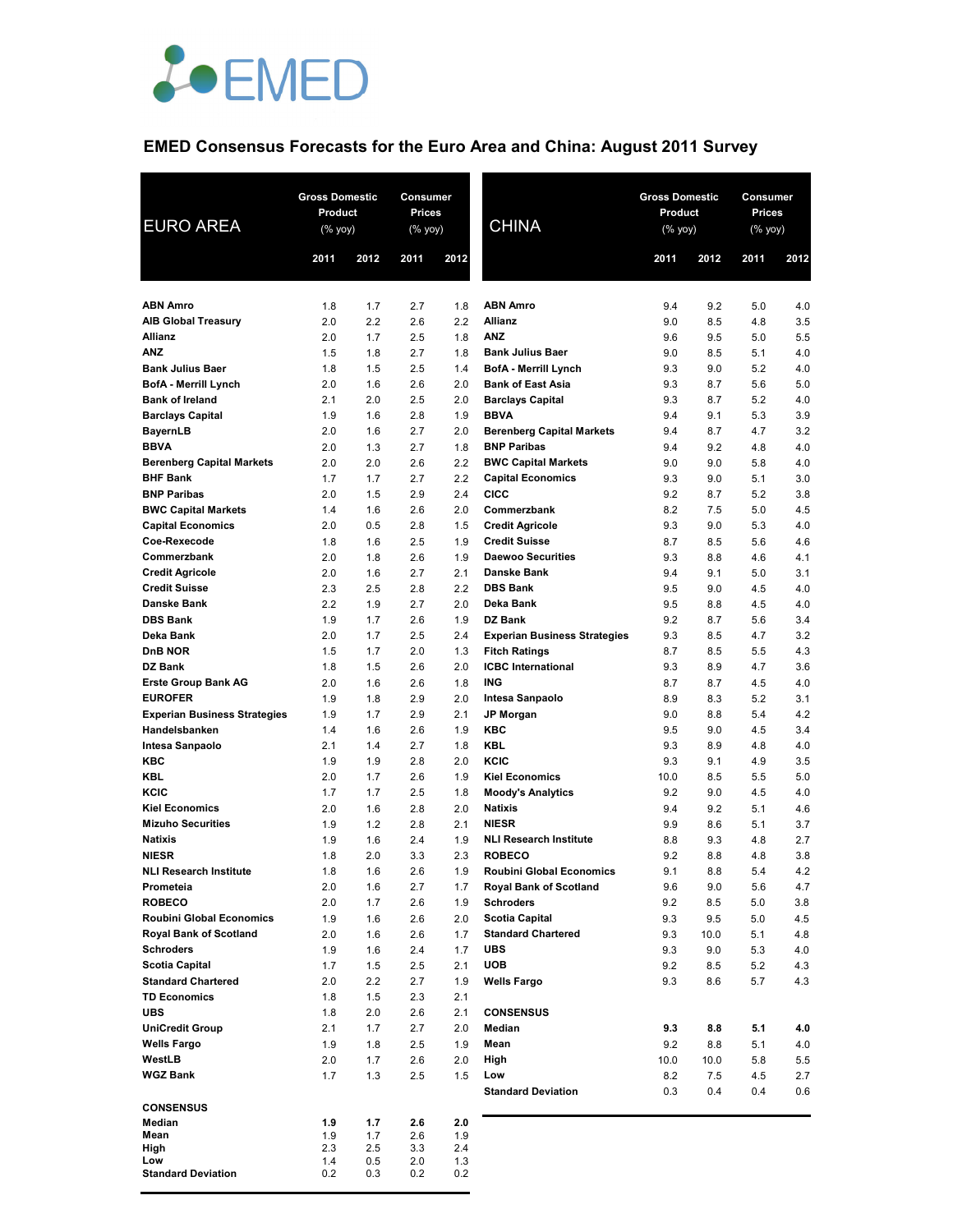# EMED

## EMED Consensus Forecasts for the Euro Area and China: August 2011 Survey

| EURO AREA | Gross Domestic Product (% yoy) | | Consumer Prices (% yoy) | |
|---|---|---|---|---|
| | 2011 | 2012 | 2011 | 2012 |
| **ABN Amro** | 1.8 | 1.7 | 2.7 | 1.8 |
| **AIB Global Treasury** | 2.0 | 2.2 | 2.6 | 2.2 |
| **Allianz** | 2.0 | 1.7 | 2.5 | 1.8 |
| **ANZ** | 1.5 | 1.8 | 2.7 | 1.8 |
| **Bank Julius Baer** | 1.8 | 1.5 | 2.5 | 1.4 |
| **BofA - Merrill Lynch** | 2.0 | 1.6 | 2.6 | 2.0 |
| **Bank of Ireland** | 2.1 | 2.0 | 2.5 | 2.0 |
| **Barclays Capital** | 1.9 | 1.6 | 2.8 | 1.9 |
| **BayernLB** | 2.0 | 1.6 | 2.7 | 2.0 |
| **BBVA** | 2.0 | 1.3 | 2.7 | 1.8 |
| **Berenberg Capital Markets** | 2.0 | 2.0 | 2.6 | 2.2 |
| **BHF Bank** | 1.7 | 1.7 | 2.7 | 2.2 |
| **BNP Paribas** | 2.0 | 1.5 | 2.9 | 2.4 |
| **BWC Capital Markets** | 1.4 | 1.6 | 2.6 | 2.0 |
| **Capital Economics** | 2.0 | 0.5 | 2.8 | 1.5 |
| **Coe-Rexecode** | 1.8 | 1.6 | 2.5 | 1.9 |
| **Commerzbank** | 2.0 | 1.8 | 2.6 | 1.9 |
| **Credit Agricole** | 2.0 | 1.6 | 2.7 | 2.1 |
| **Credit Suisse** | 2.3 | 2.5 | 2.8 | 2.2 |
| **Danske Bank** | 2.2 | 1.9 | 2.7 | 2.0 |
| **DBS Bank** | 1.9 | 1.7 | 2.6 | 1.9 |
| **Deka Bank** | 2.0 | 1.7 | 2.5 | 2.4 |
| **DnB NOR** | 1.5 | 1.7 | 2.0 | 1.3 |
| **DZ Bank** | 1.8 | 1.5 | 2.6 | 2.0 |
| **Erste Group Bank AG** | 2.0 | 1.6 | 2.6 | 1.8 |
| **EUROFER** | 1.9 | 1.8 | 2.9 | 2.0 |
| **Experian Business Strategies** | 1.9 | 1.7 | 2.9 | 2.1 |
| **Handelsbanken** | 1.4 | 1.6 | 2.6 | 1.9 |
| **Intesa Sanpaolo** | 2.1 | 1.4 | 2.7 | 1.8 |
| **KBC** | 1.9 | 1.9 | 2.8 | 2.0 |
| **KBL** | 2.0 | 1.7 | 2.6 | 1.9 |
| **KCIC** | 1.7 | 1.7 | 2.5 | 1.8 |
| **Kiel Economics** | 2.0 | 1.6 | 2.8 | 2.0 |
| **Mizuho Securities** | 1.9 | 1.2 | 2.8 | 2.1 |
| **Natixis** | 1.9 | 1.6 | 2.4 | 1.9 |
| **NIESR** | 1.8 | 2.0 | 3.3 | 2.3 |
| **NLI Research Institute** | 1.8 | 1.6 | 2.6 | 1.9 |
| **Prometeia** | 2.0 | 1.6 | 2.7 | 1.7 |
| **ROBECO** | 2.0 | 1.7 | 2.6 | 1.9 |
| **Roubini Global Economics** | 1.9 | 1.6 | 2.6 | 2.0 |
| **Royal Bank of Scotland** | 2.0 | 1.6 | 2.6 | 1.7 |
| **Schroders** | 1.9 | 1.6 | 2.4 | 1.7 |
| **Scotia Capital** | 1.7 | 1.5 | 2.5 | 2.1 |
| **Standard Chartered** | 2.0 | 2.2 | 2.7 | 1.9 |
| **TD Economics** | 1.8 | 1.5 | 2.3 | 2.1 |
| **UBS** | 1.8 | 2.0 | 2.6 | 2.1 |
| **UniCredit Group** | 2.1 | 1.7 | 2.7 | 2.0 |
| **Wells Fargo** | 1.9 | 1.8 | 2.5 | 1.9 |
| **WestLB** | 2.0 | 1.7 | 2.6 | 2.0 |
| **WGZ Bank** | 1.7 | 1.3 | 2.5 | 1.5 |
| **CONSENSUS** | | | | |
| **Median** | **1.9** | **1.7** | **2.6** | **2.0** |
| **Mean** | 1.9 | 1.7 | 2.6 | 1.9 |
| **High** | 2.3 | 2.5 | 3.3 | 2.4 |
| **Low** | 1.4 | 0.5 | 2.0 | 1.3 |
| **Standard Deviation** | 0.2 | 0.3 | 0.2 | 0.2 |

| CHINA | Gross Domestic Product (% yoy) | | Consumer Prices (% yoy) | |
|---|---|---|---|---|
| | 2011 | 2012 | 2011 | 2012 |
| **ABN Amro** | 9.4 | 9.2 | 5.0 | 4.0 |
| **Allianz** | 9.0 | 8.5 | 4.8 | 3.5 |
| **ANZ** | 9.6 | 9.5 | 5.0 | 5.5 |
| **Bank Julius Baer** | 9.0 | 8.5 | 5.1 | 4.0 |
| **BofA - Merrill Lynch** | 9.3 | 9.0 | 5.2 | 4.0 |
| **Bank of East Asia** | 9.3 | 8.7 | 5.6 | 5.0 |
| **Barclays Capital** | 9.3 | 8.7 | 5.2 | 4.0 |
| **BBVA** | 9.4 | 9.1 | 5.3 | 3.9 |
| **Berenberg Capital Markets** | 9.4 | 8.7 | 4.7 | 3.2 |
| **BNP Paribas** | 9.4 | 9.2 | 4.8 | 4.0 |
| **BWC Capital Markets** | 9.0 | 9.0 | 5.8 | 4.0 |
| **Capital Economics** | 9.3 | 9.0 | 5.1 | 3.0 |
| **CICC** | 9.2 | 8.7 | 5.2 | 3.8 |
| **Commerzbank** | 8.2 | 7.5 | 5.0 | 4.5 |
| **Credit Agricole** | 9.3 | 9.0 | 5.3 | 4.0 |
| **Credit Suisse** | 8.7 | 8.5 | 5.6 | 4.6 |
| **Daewoo Securities** | 9.3 | 8.8 | 4.6 | 4.1 |
| **Danske Bank** | 9.4 | 9.1 | 5.0 | 3.1 |
| **DBS Bank** | 9.5 | 9.0 | 4.5 | 4.0 |
| **Deka Bank** | 9.5 | 8.8 | 4.5 | 4.0 |
| **DZ Bank** | 9.2 | 8.7 | 5.6 | 3.4 |
| **Experian Business Strategies** | 9.3 | 8.5 | 4.7 | 3.2 |
| **Fitch Ratings** | 8.7 | 8.5 | 5.5 | 4.3 |
| **ICBC International** | 9.3 | 8.9 | 4.7 | 3.6 |
| **ING** | 8.7 | 8.7 | 4.5 | 4.0 |
| **Intesa Sanpaolo** | 8.9 | 8.3 | 5.2 | 3.1 |
| **JP Morgan** | 9.0 | 8.8 | 5.4 | 4.2 |
| **KBC** | 9.5 | 9.0 | 4.5 | 3.4 |
| **KBL** | 9.3 | 8.9 | 4.8 | 4.0 |
| **KCIC** | 9.3 | 9.1 | 4.9 | 3.5 |
| **Kiel Economics** | 10.0 | 8.5 | 5.5 | 5.0 |
| **Moody's Analytics** | 9.2 | 9.0 | 4.5 | 4.0 |
| **Natixis** | 9.4 | 9.2 | 5.1 | 4.6 |
| **NIESR** | 9.9 | 8.6 | 5.1 | 3.7 |
| **NLI Research Institute** | 8.8 | 9.3 | 4.8 | 2.7 |
| **ROBECO** | 9.2 | 8.8 | 4.8 | 3.8 |
| **Roubini Global Economics** | 9.1 | 8.8 | 5.4 | 4.2 |
| **Royal Bank of Scotland** | 9.6 | 9.0 | 5.6 | 4.7 |
| **Schroders** | 9.2 | 8.5 | 5.0 | 3.8 |
| **Scotia Capital** | 9.3 | 9.5 | 5.0 | 4.5 |
| **Standard Chartered** | 9.3 | 10.0 | 5.1 | 4.8 |
| **UBS** | 9.3 | 9.0 | 5.3 | 4.0 |
| **UOB** | 9.2 | 8.5 | 5.2 | 4.3 |
| **Wells Fargo** | 9.3 | 8.6 | 5.7 | 4.3 |
| **CONSENSUS** | | | | |
| **Median** | **9.3** | **8.8** | **5.1** | **4.0** |
| **Mean** | 9.2 | 8.8 | 5.1 | 4.0 |
| **High** | 10.0 | 10.0 | 5.8 | 5.5 |
| **Low** | 8.2 | 7.5 | 4.5 | 2.7 |
| **Standard Deviation** | 0.3 | 0.4 | 0.4 | 0.6 |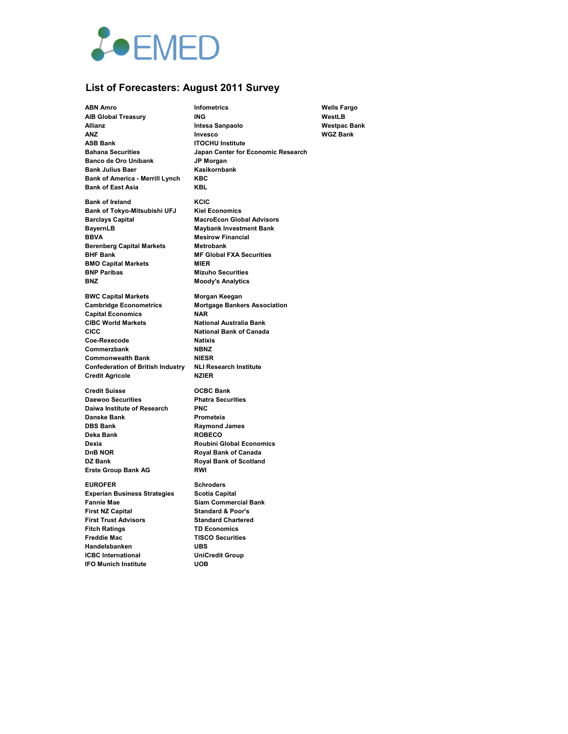EMED

## List of Forecasters: August 2011 Survey

ABN Amro
AIB Global Treasury
Allianz
ANZ
ASB Bank
Bahana Securities
Banco de Oro Unibank
Bank Julius Baer
Bank of America - Merrill Lynch
Bank of East Asia

Bank of Ireland
Bank of Tokyo-Mitsubishi UFJ
Barclays Capital
BayernLB
BBVA
Berenberg Capital Markets
BHF Bank
BMO Capital Markets
BNP Paribas
BNZ

BWC Capital Markets
Cambridge Econometrics
Capital Economics
CIBC World Markets
CICC
Coe-Rexecode
Commerzbank
Commonwealth Bank
Confederation of British Industry
Credit Agricole

Credit Suisse
Daewoo Securities
Daiwa Institute of Research
Danske Bank
DBS Bank
Deka Bank
Dexia
DnB NOR
DZ Bank
Erste Group Bank AG

EUROFER
Experian Business Strategies
Fannie Mae
First NZ Capital
First Trust Advisors
Fitch Ratings
Freddie Mac
Handelsbanken
ICBC International
IFO Munich Institute

Infometrics
ING
Intesa Sanpaolo
Invesco
ITOCHU Institute
Japan Center for Economic Research
JP Morgan
Kasikornbank
KBC
KBL

KCIC
Kiel Economics
MacroEcon Global Advisors
Maybank Investment Bank
Mesirow Financial
Metrobank
MF Global FXA Securities
MIER
Mizuho Securities
Moody's Analytics

Morgan Keegan
Mortgage Bankers Association
NAR
National Australia Bank
National Bank of Canada
Natixis
NBNZ
NIESR
NLI Research Institute
NZIER

OCBC Bank
Phatra Securities
PNC
Prometeia
Raymond James
ROBECO
Roubini Global Economics
Royal Bank of Canada
Royal Bank of Scotland
RWI

Schroders
Scotia Capital
Siam Commercial Bank
Standard & Poor's
Standard Chartered
TD Economics
TISCO Securities
UBS
UniCredit Group
UOB

Wells Fargo
WestLB
Westpac Bank
WGZ Bank